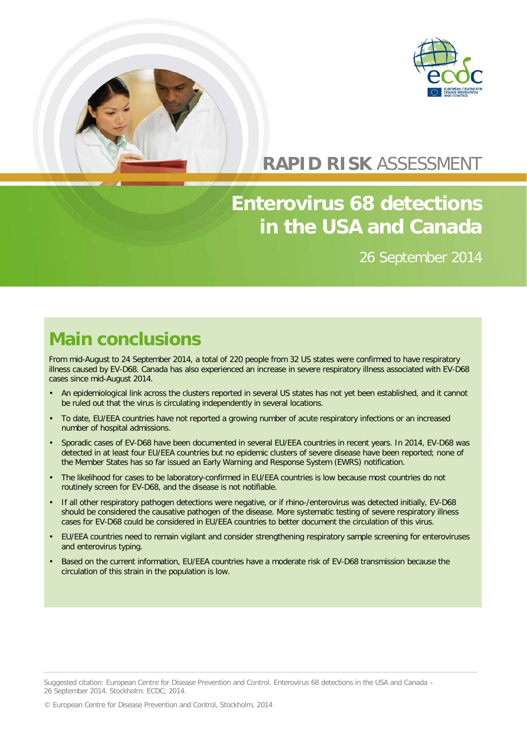RAPID RISK ASSESSMENT

# Enterovirus 68 detections in the USA and Canada

26 September 2014

## Main conclusions

From mid-August to 24 September 2014, a total of 220 people from 32 US states were confirmed to have respiratory illness caused by EV-D68. Canada has also experienced an increase in severe respiratory illness associated with EV-D68 cases since mid-August 2014.

- An epidemiological link across the clusters reported in several US states has not yet been established, and it cannot be ruled out that the virus is circulating independently in several locations.
- To date, EU/EEA countries have not reported a growing number of acute respiratory infections or an increased number of hospital admissions.
- Sporadic cases of EV-D68 have been documented in several EU/EEA countries in recent years. In 2014, EV-D68 was detected in at least four EU/EEA countries but no epidemic clusters of severe disease have been reported; none of the Member States has so far issued an Early Warning and Response System (EWRS) notification.
- The likelihood for cases to be laboratory-confirmed in EU/EEA countries is low because most countries do not routinely screen for EV-D68, and the disease is not notifiable.
- If all other respiratory pathogen detections were negative, or if rhino-/enterovirus was detected initially, EV-D68 should be considered the causative pathogen of the disease. More systematic testing of severe respiratory illness cases for EV-D68 could be considered in EU/EEA countries to better document the circulation of this virus.
- EU/EEA countries need to remain vigilant and consider strengthening respiratory sample screening for enteroviruses and enterovirus typing.
- Based on the current information, EU/EEA countries have a moderate risk of EV-D68 transmission because the circulation of this strain in the population is low.

Suggested citation: European Centre for Disease Prevention and Control. Enterovirus 68 detections in the USA and Canada – 26 September 2014. Stockholm: ECDC; 2014.

© European Centre for Disease Prevention and Control, Stockholm, 2014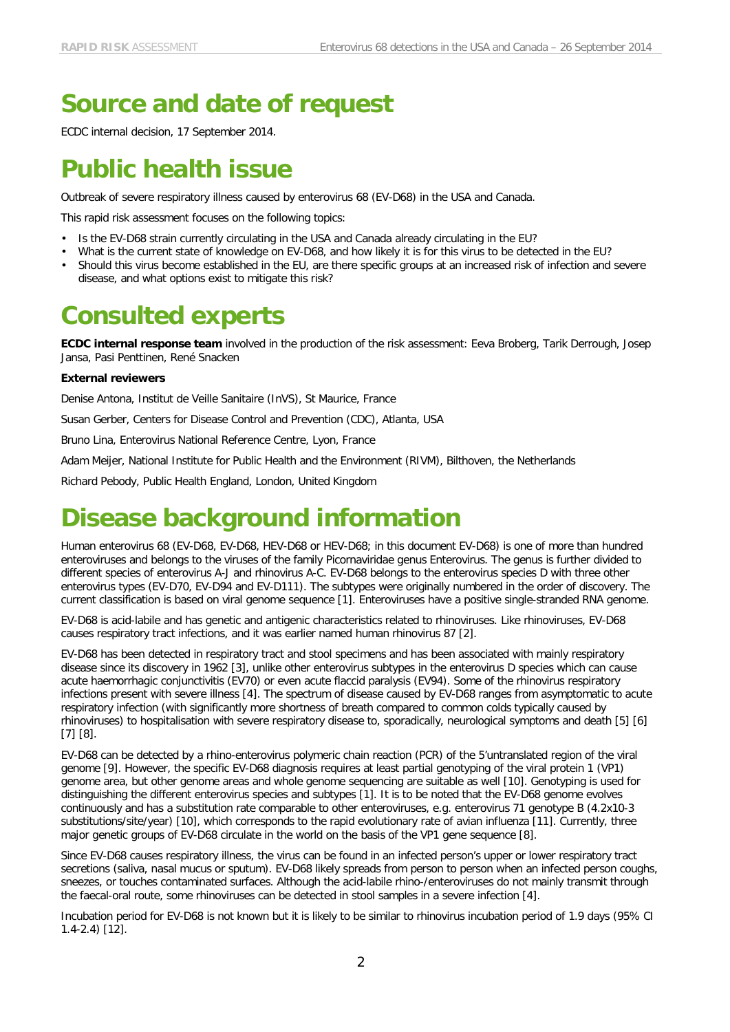# Source and date of request

ECDC internal decision, 17 September 2014.

# Public health issue

Outbreak of severe respiratory illness caused by enterovirus 68 (EV-D68) in the USA and Canada.

This rapid risk assessment focuses on the following topics:

- Is the EV-D68 strain currently circulating in the USA and Canada already circulating in the EU?
- What is the current state of knowledge on EV-D68, and how likely it is for this virus to be detected in the EU?
- Should this virus become established in the EU, are there specific groups at an increased risk of infection and severe disease, and what options exist to mitigate this risk?

# Consulted experts

**ECDC internal response team** involved in the production of the risk assessment: Eeva Broberg, Tarik Derrough, Josep Jansa, Pasi Penttinen, René Snacken

**External reviewers**

Denise Antona, Institut de Veille Sanitaire (InVS), St Maurice, France

Susan Gerber, Centers for Disease Control and Prevention (CDC), Atlanta, USA

Bruno Lina, Enterovirus National Reference Centre, Lyon, France

Adam Meijer, National Institute for Public Health and the Environment (RIVM), Bilthoven, the Netherlands

Richard Pebody, Public Health England, London, United Kingdom

# Disease background information

Human enterovirus 68 (EV-D68, EV-D68, HEV-D68 or HEV-D68; in this document EV-D68) is one of more than hundred enteroviruses and belongs to the viruses of the family Picornaviridae genus Enterovirus. The genus is further divided to different species of enterovirus A-J and rhinovirus A-C. EV-D68 belongs to the enterovirus species D with three other enterovirus types (EV-D70, EV-D94 and EV-D111). The subtypes were originally numbered in the order of discovery. The current classification is based on viral genome sequence [1]. Enteroviruses have a positive single-stranded RNA genome.

EV-D68 is acid-labile and has genetic and antigenic characteristics related to rhinoviruses. Like rhinoviruses, EV-D68 causes respiratory tract infections, and it was earlier named human rhinovirus 87 [2].

EV-D68 has been detected in respiratory tract and stool specimens and has been associated with mainly respiratory disease since its discovery in 1962 [3], unlike other enterovirus subtypes in the enterovirus D species which can cause acute haemorrhagic conjunctivitis (EV70) or even acute flaccid paralysis (EV94). Some of the rhinovirus respiratory infections present with severe illness [4]. The spectrum of disease caused by EV-D68 ranges from asymptomatic to acute respiratory infection (with significantly more shortness of breath compared to common colds typically caused by rhinoviruses) to hospitalisation with severe respiratory disease to, sporadically, neurological symptoms and death [5] [6] [7] [8].

EV-D68 can be detected by a rhino-enterovirus polymeric chain reaction (PCR) of the 5'untranslated region of the viral genome [9]. However, the specific EV-D68 diagnosis requires at least partial genotyping of the viral protein 1 (VP1) genome area, but other genome areas and whole genome sequencing are suitable as well [10]. Genotyping is used for distinguishing the different enterovirus species and subtypes [1]. It is to be noted that the EV-D68 genome evolves continuously and has a substitution rate comparable to other enteroviruses, e.g. enterovirus 71 genotype B ($4.2 \times 10^{-3}$ substitutions/site/year) [10], which corresponds to the rapid evolutionary rate of avian influenza [11]. Currently, three major genetic groups of EV-D68 circulate in the world on the basis of the VP1 gene sequence [8].

Since EV-D68 causes respiratory illness, the virus can be found in an infected person's upper or lower respiratory tract secretions (saliva, nasal mucus or sputum). EV-D68 likely spreads from person to person when an infected person coughs, sneezes, or touches contaminated surfaces. Although the acid-labile rhino-/enteroviruses do not mainly transmit through the faecal-oral route, some rhinoviruses can be detected in stool samples in a severe infection [4].

Incubation period for EV-D68 is not known but it is likely to be similar to rhinovirus incubation period of 1.9 days (95% CI 1.4-2.4) [12].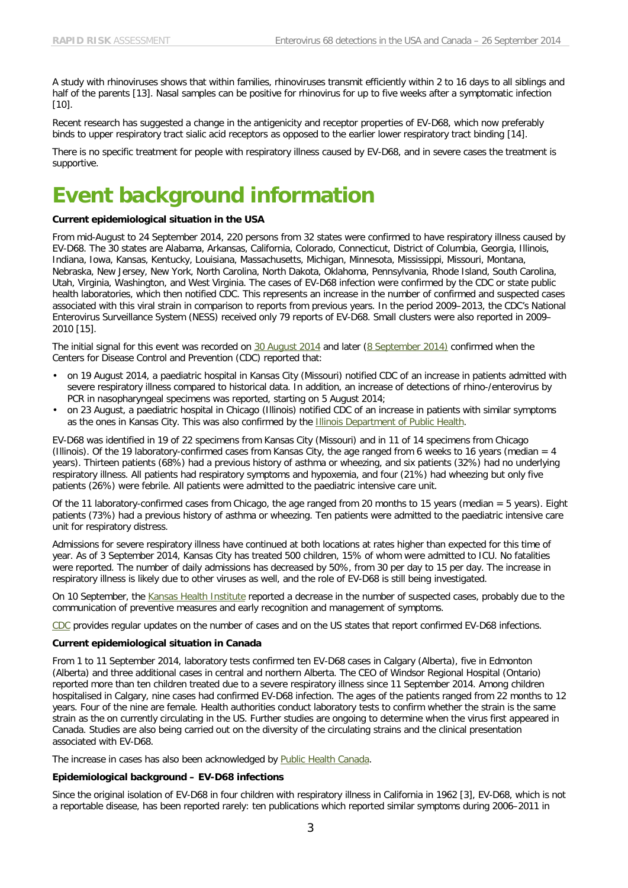A study with rhinoviruses shows that within families, rhinoviruses transmit efficiently within 2 to 16 days to all siblings and half of the parents [13]. Nasal samples can be positive for rhinovirus for up to five weeks after a symptomatic infection [10].

Recent research has suggested a change in the antigenicity and receptor properties of EV-D68, which now preferably binds to upper respiratory tract sialic acid receptors as opposed to the earlier lower respiratory tract binding [14].

There is no specific treatment for people with respiratory illness caused by EV-D68, and in severe cases the treatment is supportive.

# Event background information

**Current epidemiological situation in the USA**

From mid-August to 24 September 2014, 220 persons from 32 states were confirmed to have respiratory illness caused by EV-D68. The 30 states are Alabama, Arkansas, California, Colorado, Connecticut, District of Columbia, Georgia, Illinois, Indiana, Iowa, Kansas, Kentucky, Louisiana, Massachusetts, Michigan, Minnesota, Mississippi, Missouri, Montana, Nebraska, New Jersey, New York, North Carolina, North Dakota, Oklahoma, Pennsylvania, Rhode Island, South Carolina, Utah, Virginia, Washington, and West Virginia. The cases of EV-D68 infection were confirmed by the CDC or state public health laboratories, which then notified CDC. This represents an increase in the number of confirmed and suspected cases associated with this viral strain in comparison to reports from previous years. In the period 2009–2013, the CDC's National Enterovirus Surveillance System (NESS) received only 79 reports of EV-D68. Small clusters were also reported in 2009–2010 [15].

The initial signal for this event was recorded on 30 August 2014 and later (8 September 2014) confirmed when the Centers for Disease Control and Prevention (CDC) reported that:

- on 19 August 2014, a paediatric hospital in Kansas City (Missouri) notified CDC of an increase in patients admitted with severe respiratory illness compared to historical data. In addition, an increase of detections of rhino-/enterovirus by PCR in nasopharyngeal specimens was reported, starting on 5 August 2014;
- on 23 August, a paediatric hospital in Chicago (Illinois) notified CDC of an increase in patients with similar symptoms as the ones in Kansas City. This was also confirmed by the Illinois Department of Public Health.

EV-D68 was identified in 19 of 22 specimens from Kansas City (Missouri) and in 11 of 14 specimens from Chicago (Illinois). Of the 19 laboratory-confirmed cases from Kansas City, the age ranged from 6 weeks to 16 years (median = 4 years). Thirteen patients (68%) had a previous history of asthma or wheezing, and six patients (32%) had no underlying respiratory illness. All patients had respiratory symptoms and hypoxemia, and four (21%) had wheezing but only five patients (26%) were febrile. All patients were admitted to the paediatric intensive care unit.

Of the 11 laboratory-confirmed cases from Chicago, the age ranged from 20 months to 15 years (median = 5 years). Eight patients (73%) had a previous history of asthma or wheezing. Ten patients were admitted to the paediatric intensive care unit for respiratory distress.

Admissions for severe respiratory illness have continued at both locations at rates higher than expected for this time of year. As of 3 September 2014, Kansas City has treated 500 children, 15% of whom were admitted to ICU. No fatalities were reported. The number of daily admissions has decreased by 50%, from 30 per day to 15 per day. The increase in respiratory illness is likely due to other viruses as well, and the role of EV-D68 is still being investigated.

On 10 September, the Kansas Health Institute reported a decrease in the number of suspected cases, probably due to the communication of preventive measures and early recognition and management of symptoms.

CDC provides regular updates on the number of cases and on the US states that report confirmed EV-D68 infections.

**Current epidemiological situation in Canada**

From 1 to 11 September 2014, laboratory tests confirmed ten EV-D68 cases in Calgary (Alberta), five in Edmonton (Alberta) and three additional cases in central and northern Alberta. The CEO of Windsor Regional Hospital (Ontario) reported more than ten children treated due to a severe respiratory illness since 11 September 2014. Among children hospitalised in Calgary, nine cases had confirmed EV-D68 infection. The ages of the patients ranged from 22 months to 12 years. Four of the nine are female. Health authorities conduct laboratory tests to confirm whether the strain is the same strain as the on currently circulating in the US. Further studies are ongoing to determine when the virus first appeared in Canada. Studies are also being carried out on the diversity of the circulating strains and the clinical presentation associated with EV-D68.

The increase in cases has also been acknowledged by Public Health Canada.

**Epidemiological background – EV-D68 infections**

Since the original isolation of EV-D68 in four children with respiratory illness in California in 1962 [3], EV-D68, which is not a reportable disease, has been reported rarely: ten publications which reported similar symptoms during 2006–2011 in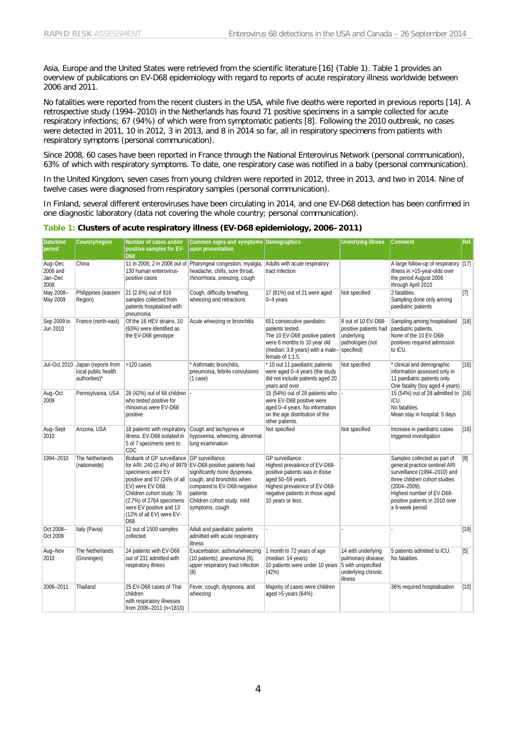Asia, Europe and the United States were retrieved from the scientific literature [16] (Table 1). Table 1 provides an overview of publications on EV-D68 epidemiology with regard to reports of acute respiratory illness worldwide between 2006 and 2011.

No fatalities were reported from the recent clusters in the USA, while five deaths were reported in previous reports [14]. A retrospective study (1994–2010) in the Netherlands has found 71 positive specimens in a sample collected for acute respiratory infections; 67 (94%) of which were from symptomatic patients [8]. Following the 2010 outbreak, no cases were detected in 2011, 10 in 2012, 3 in 2013, and 8 in 2014 so far, all in respiratory specimens from patients with respiratory symptoms (personal communication).

Since 2008, 60 cases have been reported in France through the National Enterovirus Network (personal communication), 63% of which with respiratory symptoms. To date, one respiratory case was notified in a baby (personal communication).

In the United Kingdom, seven cases from young children were reported in 2012, three in 2013, and two in 2014. Nine of twelve cases were diagnosed from respiratory samples (personal communication).

In Finland, several different enteroviruses have been circulating in 2014, and one EV-D68 detection has been confirmed in one diagnostic laboratory (data not covering the whole country; personal communication).

**Table 1: Clusters of acute respiratory illness (EV-D68 epidemiology, 2006–2011)**

| Date/time period | Country/region | Number of cases and/or positive samples for EV-D68 | Common signs and symptoms upon presentation | Demographics | Underlying illness | Comment | Ref. |
|---|---|---|---|---|---|---|---|
| Aug–Dec 2006 and Jan–Dec 2008 | China | 11 in 2006; 2 in 2008 out of 130 human enterovirus-positive cases | Pharyngeal congestion, myalgia, headache, chills, sore throat, rhinorrhoea, sneezing, cough | Adults with acute respiratory tract infection | | A large follow-up of respiratory illness in >15-year-olds over the period August 2006 through April 2010 | [17] |
| May 2008–May 2009 | Philippines (eastern Region) | 21 (2.6%) out of 816 samples collected from patients hospitalised with pneumonia | Cough, difficulty breathing, wheezing and retractions | 17 (81%) out of 21 were aged 0–4 years | Not specified | 2 fatalities. Sampling done only among paediatric patients | [7] |
| Sep 2009 to Jun 2010 | France (north-east) | Of the 16 HEV strains, 10 (63%) were identified as the EV-D68 genotype | Acute wheezing or bronchitis | 651 consecutive paediatric patients tested. The 10 EV-D68 positive patient were 6 months to 10 year old (median: 3.8 years) with a male–female of 1:1.5. | 8 out of 10 EV-D68-positive patients had underlying pathologies (not specified) | Sampling among hospitalised paediatric patients. None of the 10 EV-D68-positives required admission to ICU. | [18] |
| Jul–Oct 2010 | Japan (reports from local public health authorities)* | >120 cases | * Asthmatic bronchitis, pneumonia, febrile convulsions (1 case) | * 10 out 11 paediatric patients were aged 0–4 years (the study did not include patients aged 20 years and over | Not specified | * clinical and demographic information assessed only in 11 paediatric patients only. One fatality (boy aged 4 years) | [16] |
| Aug–Oct 2009 | Pennsylvania, USA | 28 (42%) out of 66 children who tested positive for rhinovirus were EV-D68 positive | - | 15 (54%) out of 28 patients who were EV-D68 positive were aged 0–4 years. No information on the age distribution of the other patients. | - | 15 (54%) out of 28 admitted to ICU. No fatalities. Mean stay in hospital: 5 days | [16] |
| Aug–Sept 2010 | Arizona, USA | 18 patients with respiratory illness. EV-D68 isolated in 5 of 7 specimens sent to CDC | Cough and tachypnea or hypoxemia, wheezing, abnormal lung examination | Not specified | Not specified | Increase in paediatric cases triggered investigation | [16] |
| 1994–2010 | The Netherlands (nationwide) | Biobank of GP surveillance for ARI: 240 (2.4%) of 9979 specimens were EV positive and 57 (24% of all EV) were EV-D68. Children cohort study: 76 (2.7%) of 2764 specimens were EV positive and 13 (12% of all EV) were EV-D68 | GP surveillance: EV-D68-positive patients had significantly more dyspnoea, cough, and bronchitis when compared to EV-D68-negative patients Children cohort study: mild symptoms, cough | GP surveillance: Highest prevalence of EV-D68-positive patients was in those aged 50–59 years. Highest prevalence of EV-D68-negative patients in those aged 10 years or less. | - | Samples collected as part of general practice sentinel ARI surveillance (1994–2010) and three children cohort studies (2004–2009). Highest number of EV-D68-positive patients in 2010 over a 6-week period | [8] |
| Oct 2008–Oct 2009 | Italy (Pavia) | 12 out of 1500 samples collected | Adult and paediatric patients admitted with acute respiratory illness | - | - | - | [19] |
| Aug–Nov 2010 | The Netherlands (Groningen) | 24 patients with EV-D68 out of 231 admitted with respiratory illness | Exacerbation: asthma/wheezing (10 patients), pneumonia (6), upper respiratory tract infection (8) | 1 month to 72 years of age (median: 14 years) 10 patients were under 10 years (42%) | 14 with underlying pulmonary disease; 5 with unspecified underlying chronic illness | 5 patients admitted to ICU. No fatalities | [5] |
| 2006–2011 | Thailand | 25 EV-D68 cases of Thai children with respiratory illnesses from 2006–2011 (n=1810) | Fever, cough, dyspnoea, and wheezing | Majority of cases were children aged >5 years (64%) | | 36% required hospitalisation | [10] |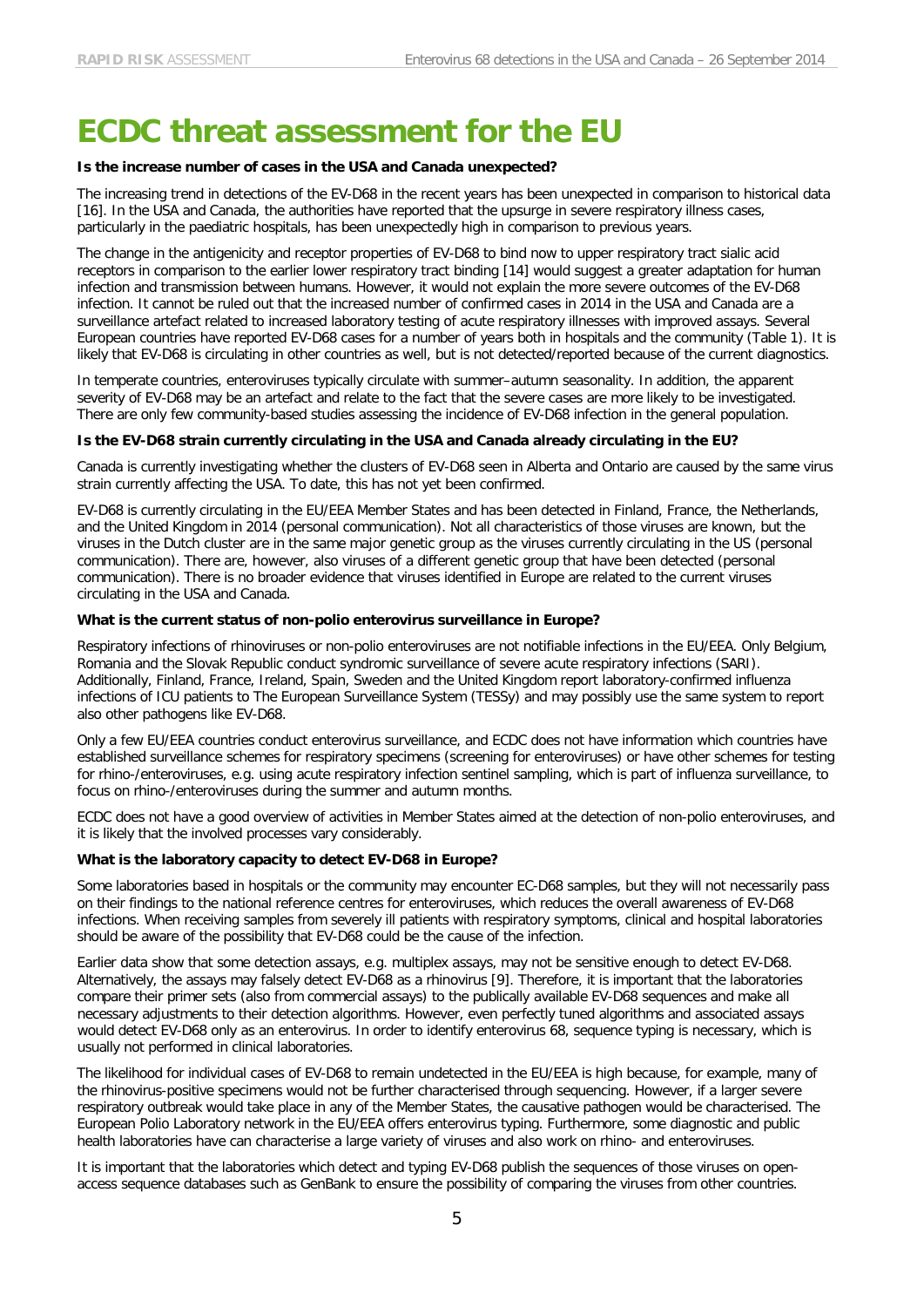# ECDC threat assessment for the EU

**Is the increase number of cases in the USA and Canada unexpected?**

The increasing trend in detections of the EV-D68 in the recent years has been unexpected in comparison to historical data [16]. In the USA and Canada, the authorities have reported that the upsurge in severe respiratory illness cases, particularly in the paediatric hospitals, has been unexpectedly high in comparison to previous years.

The change in the antigenicity and receptor properties of EV-D68 to bind now to upper respiratory tract sialic acid receptors in comparison to the earlier lower respiratory tract binding [14] would suggest a greater adaptation for human infection and transmission between humans. However, it would not explain the more severe outcomes of the EV-D68 infection. It cannot be ruled out that the increased number of confirmed cases in 2014 in the USA and Canada are a surveillance artefact related to increased laboratory testing of acute respiratory illnesses with improved assays. Several European countries have reported EV-D68 cases for a number of years both in hospitals and the community (Table 1). It is likely that EV-D68 is circulating in other countries as well, but is not detected/reported because of the current diagnostics.

In temperate countries, enteroviruses typically circulate with summer–autumn seasonality. In addition, the apparent severity of EV-D68 may be an artefact and relate to the fact that the severe cases are more likely to be investigated. There are only few community-based studies assessing the incidence of EV-D68 infection in the general population.

**Is the EV-D68 strain currently circulating in the USA and Canada already circulating in the EU?**

Canada is currently investigating whether the clusters of EV-D68 seen in Alberta and Ontario are caused by the same virus strain currently affecting the USA. To date, this has not yet been confirmed.

EV-D68 is currently circulating in the EU/EEA Member States and has been detected in Finland, France, the Netherlands, and the United Kingdom in 2014 (personal communication). Not all characteristics of those viruses are known, but the viruses in the Dutch cluster are in the same major genetic group as the viruses currently circulating in the US (personal communication). There are, however, also viruses of a different genetic group that have been detected (personal communication). There is no broader evidence that viruses identified in Europe are related to the current viruses circulating in the USA and Canada.

**What is the current status of non-polio enterovirus surveillance in Europe?**

Respiratory infections of rhinoviruses or non-polio enteroviruses are not notifiable infections in the EU/EEA. Only Belgium, Romania and the Slovak Republic conduct syndromic surveillance of severe acute respiratory infections (SARI). Additionally, Finland, France, Ireland, Spain, Sweden and the United Kingdom report laboratory-confirmed influenza infections of ICU patients to The European Surveillance System (TESSy) and may possibly use the same system to report also other pathogens like EV-D68.

Only a few EU/EEA countries conduct enterovirus surveillance, and ECDC does not have information which countries have established surveillance schemes for respiratory specimens (screening for enteroviruses) or have other schemes for testing for rhino-/enteroviruses, e.g. using acute respiratory infection sentinel sampling, which is part of influenza surveillance, to focus on rhino-/enteroviruses during the summer and autumn months.

ECDC does not have a good overview of activities in Member States aimed at the detection of non-polio enteroviruses, and it is likely that the involved processes vary considerably.

**What is the laboratory capacity to detect EV-D68 in Europe?**

Some laboratories based in hospitals or the community may encounter EC-D68 samples, but they will not necessarily pass on their findings to the national reference centres for enteroviruses, which reduces the overall awareness of EV-D68 infections. When receiving samples from severely ill patients with respiratory symptoms, clinical and hospital laboratories should be aware of the possibility that EV-D68 could be the cause of the infection.

Earlier data show that some detection assays, e.g. multiplex assays, may not be sensitive enough to detect EV-D68. Alternatively, the assays may falsely detect EV-D68 as a rhinovirus [9]. Therefore, it is important that the laboratories compare their primer sets (also from commercial assays) to the publically available EV-D68 sequences and make all necessary adjustments to their detection algorithms. However, even perfectly tuned algorithms and associated assays would detect EV-D68 only as an enterovirus. In order to identify enterovirus 68, sequence typing is necessary, which is usually not performed in clinical laboratories.

The likelihood for individual cases of EV-D68 to remain undetected in the EU/EEA is high because, for example, many of the rhinovirus-positive specimens would not be further characterised through sequencing. However, if a larger severe respiratory outbreak would take place in any of the Member States, the causative pathogen would be characterised. The European Polio Laboratory network in the EU/EEA offers enterovirus typing. Furthermore, some diagnostic and public health laboratories have can characterise a large variety of viruses and also work on rhino- and enteroviruses.

It is important that the laboratories which detect and typing EV-D68 publish the sequences of those viruses on open-access sequence databases such as GenBank to ensure the possibility of comparing the viruses from other countries.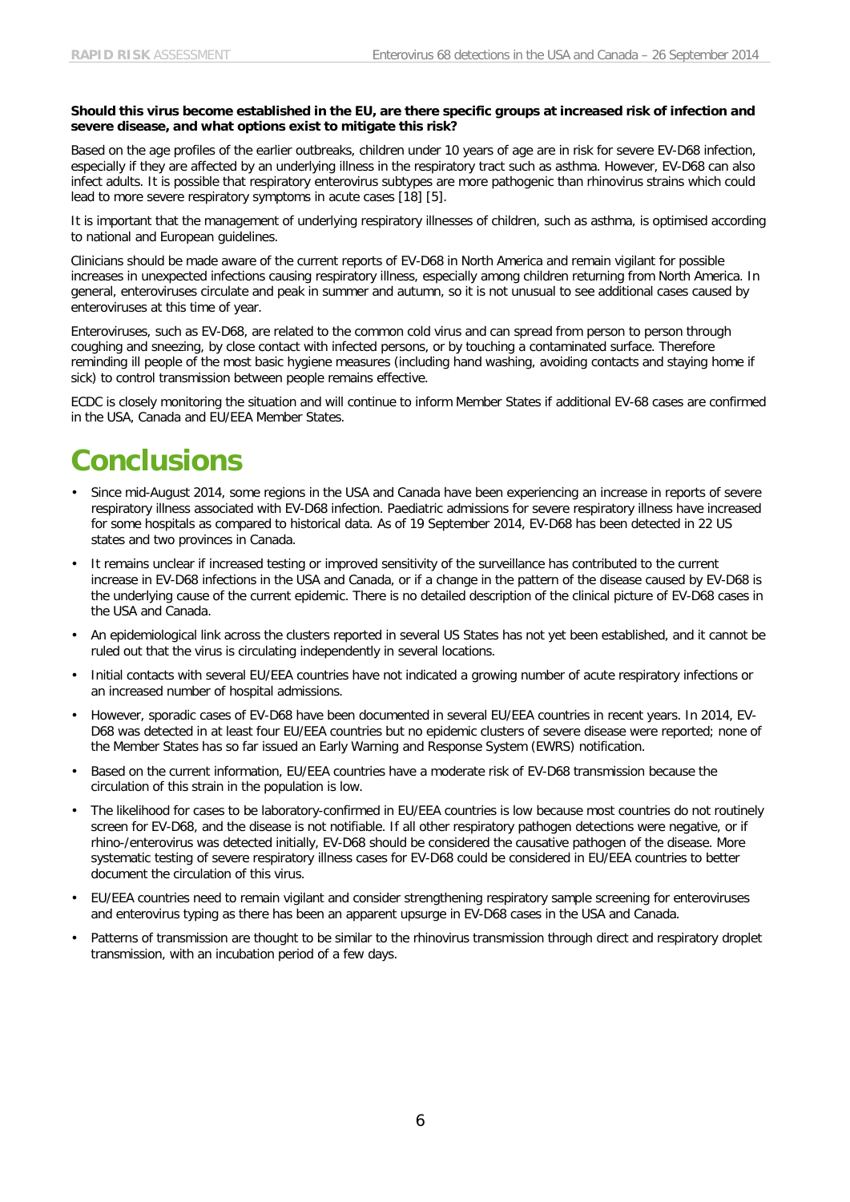**Should this virus become established in the EU, are there specific groups at increased risk of infection and severe disease, and what options exist to mitigate this risk?**

Based on the age profiles of the earlier outbreaks, children under 10 years of age are in risk for severe EV-D68 infection, especially if they are affected by an underlying illness in the respiratory tract such as asthma. However, EV-D68 can also infect adults. It is possible that respiratory enterovirus subtypes are more pathogenic than rhinovirus strains which could lead to more severe respiratory symptoms in acute cases [18] [5].

It is important that the management of underlying respiratory illnesses of children, such as asthma, is optimised according to national and European guidelines.

Clinicians should be made aware of the current reports of EV-D68 in North America and remain vigilant for possible increases in unexpected infections causing respiratory illness, especially among children returning from North America. In general, enteroviruses circulate and peak in summer and autumn, so it is not unusual to see additional cases caused by enteroviruses at this time of year.

Enteroviruses, such as EV-D68, are related to the common cold virus and can spread from person to person through coughing and sneezing, by close contact with infected persons, or by touching a contaminated surface. Therefore reminding ill people of the most basic hygiene measures (including hand washing, avoiding contacts and staying home if sick) to control transmission between people remains effective.

ECDC is closely monitoring the situation and will continue to inform Member States if additional EV-68 cases are confirmed in the USA, Canada and EU/EEA Member States.

# Conclusions

- Since mid-August 2014, some regions in the USA and Canada have been experiencing an increase in reports of severe respiratory illness associated with EV-D68 infection. Paediatric admissions for severe respiratory illness have increased for some hospitals as compared to historical data. As of 19 September 2014, EV-D68 has been detected in 22 US states and two provinces in Canada.
- It remains unclear if increased testing or improved sensitivity of the surveillance has contributed to the current increase in EV-D68 infections in the USA and Canada, or if a change in the pattern of the disease caused by EV-D68 is the underlying cause of the current epidemic. There is no detailed description of the clinical picture of EV-D68 cases in the USA and Canada.
- An epidemiological link across the clusters reported in several US States has not yet been established, and it cannot be ruled out that the virus is circulating independently in several locations.
- Initial contacts with several EU/EEA countries have not indicated a growing number of acute respiratory infections or an increased number of hospital admissions.
- However, sporadic cases of EV-D68 have been documented in several EU/EEA countries in recent years. In 2014, EV-D68 was detected in at least four EU/EEA countries but no epidemic clusters of severe disease were reported; none of the Member States has so far issued an Early Warning and Response System (EWRS) notification.
- Based on the current information, EU/EEA countries have a moderate risk of EV-D68 transmission because the circulation of this strain in the population is low.
- The likelihood for cases to be laboratory-confirmed in EU/EEA countries is low because most countries do not routinely screen for EV-D68, and the disease is not notifiable. If all other respiratory pathogen detections were negative, or if rhino-/enterovirus was detected initially, EV-D68 should be considered the causative pathogen of the disease. More systematic testing of severe respiratory illness cases for EV-D68 could be considered in EU/EEA countries to better document the circulation of this virus.
- EU/EEA countries need to remain vigilant and consider strengthening respiratory sample screening for enteroviruses and enterovirus typing as there has been an apparent upsurge in EV-D68 cases in the USA and Canada.
- Patterns of transmission are thought to be similar to the rhinovirus transmission through direct and respiratory droplet transmission, with an incubation period of a few days.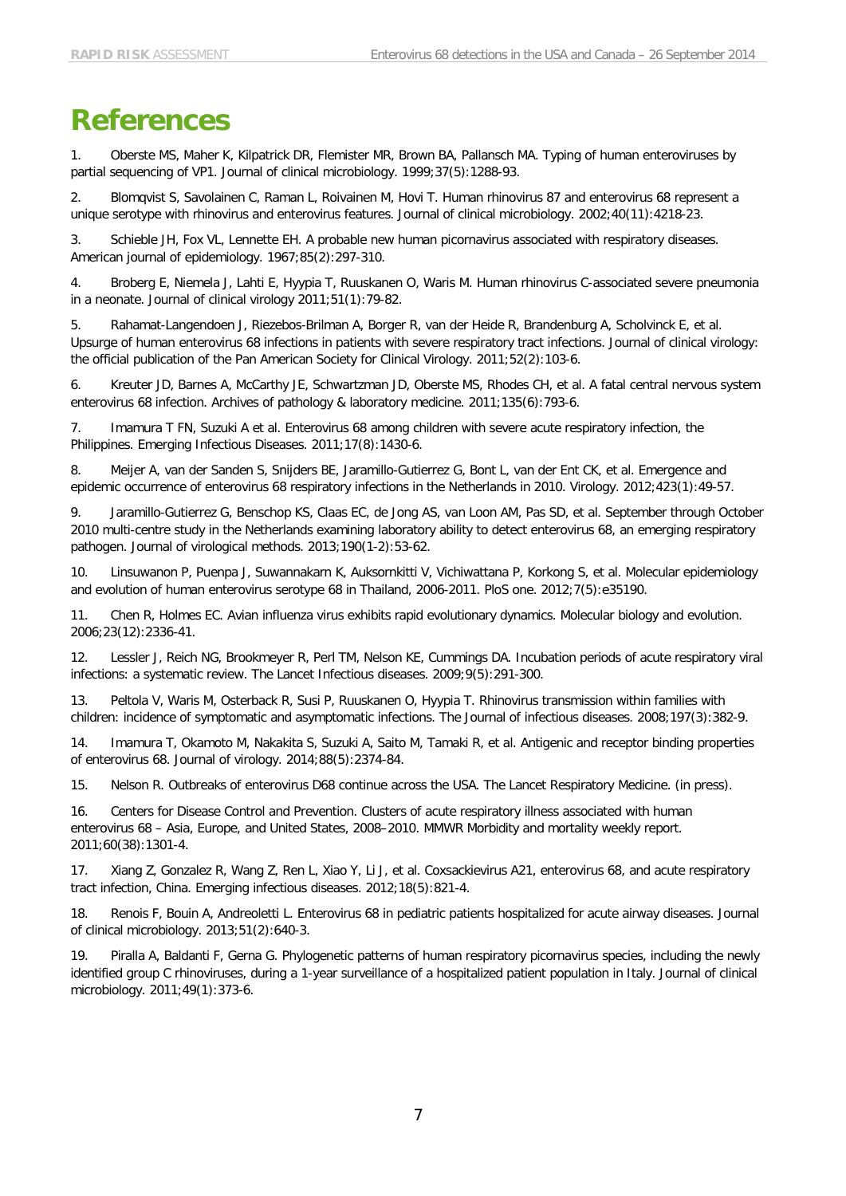# References

1. Oberste MS, Maher K, Kilpatrick DR, Flemister MR, Brown BA, Pallansch MA. Typing of human enteroviruses by partial sequencing of VP1. Journal of clinical microbiology. 1999;37(5):1288-93.

2. Blomqvist S, Savolainen C, Raman L, Roivainen M, Hovi T. Human rhinovirus 87 and enterovirus 68 represent a unique serotype with rhinovirus and enterovirus features. Journal of clinical microbiology. 2002;40(11):4218-23.

3. Schieble JH, Fox VL, Lennette EH. A probable new human picornavirus associated with respiratory diseases. American journal of epidemiology. 1967;85(2):297-310.

4. Broberg E, Niemela J, Lahti E, Hyypia T, Ruuskanen O, Waris M. Human rhinovirus C-associated severe pneumonia in a neonate. Journal of clinical virology 2011;51(1):79-82.

5. Rahamat-Langendoen J, Riezebos-Brilman A, Borger R, van der Heide R, Brandenburg A, Scholvinck E, et al. Upsurge of human enterovirus 68 infections in patients with severe respiratory tract infections. Journal of clinical virology: the official publication of the Pan American Society for Clinical Virology. 2011;52(2):103-6.

6. Kreuter JD, Barnes A, McCarthy JE, Schwartzman JD, Oberste MS, Rhodes CH, et al. A fatal central nervous system enterovirus 68 infection. Archives of pathology & laboratory medicine. 2011;135(6):793-6.

7. Imamura T FN, Suzuki A et al. Enterovirus 68 among children with severe acute respiratory infection, the Philippines. Emerging Infectious Diseases. 2011;17(8):1430-6.

8. Meijer A, van der Sanden S, Snijders BE, Jaramillo-Gutierrez G, Bont L, van der Ent CK, et al. Emergence and epidemic occurrence of enterovirus 68 respiratory infections in the Netherlands in 2010. Virology. 2012;423(1):49-57.

9. Jaramillo-Gutierrez G, Benschop KS, Claas EC, de Jong AS, van Loon AM, Pas SD, et al. September through October 2010 multi-centre study in the Netherlands examining laboratory ability to detect enterovirus 68, an emerging respiratory pathogen. Journal of virological methods. 2013;190(1-2):53-62.

10. Linsuwanon P, Puenpa J, Suwannakarn K, Auksornkitti V, Vichiwattana P, Korkong S, et al. Molecular epidemiology and evolution of human enterovirus serotype 68 in Thailand, 2006-2011. PloS one. 2012;7(5):e35190.

11. Chen R, Holmes EC. Avian influenza virus exhibits rapid evolutionary dynamics. Molecular biology and evolution. 2006;23(12):2336-41.

12. Lessler J, Reich NG, Brookmeyer R, Perl TM, Nelson KE, Cummings DA. Incubation periods of acute respiratory viral infections: a systematic review. The Lancet Infectious diseases. 2009;9(5):291-300.

13. Peltola V, Waris M, Osterback R, Susi P, Ruuskanen O, Hyypia T. Rhinovirus transmission within families with children: incidence of symptomatic and asymptomatic infections. The Journal of infectious diseases. 2008;197(3):382-9.

14. Imamura T, Okamoto M, Nakakita S, Suzuki A, Saito M, Tamaki R, et al. Antigenic and receptor binding properties of enterovirus 68. Journal of virology. 2014;88(5):2374-84.

15. Nelson R. Outbreaks of enterovirus D68 continue across the USA. The Lancet Respiratory Medicine. (in press).

16. Centers for Disease Control and Prevention. Clusters of acute respiratory illness associated with human enterovirus 68 – Asia, Europe, and United States, 2008–2010. MMWR Morbidity and mortality weekly report. 2011;60(38):1301-4.

17. Xiang Z, Gonzalez R, Wang Z, Ren L, Xiao Y, Li J, et al. Coxsackievirus A21, enterovirus 68, and acute respiratory tract infection, China. Emerging infectious diseases. 2012;18(5):821-4.

18. Renois F, Bouin A, Andreoletti L. Enterovirus 68 in pediatric patients hospitalized for acute airway diseases. Journal of clinical microbiology. 2013;51(2):640-3.

19. Piralla A, Baldanti F, Gerna G. Phylogenetic patterns of human respiratory picornavirus species, including the newly identified group C rhinoviruses, during a 1-year surveillance of a hospitalized patient population in Italy. Journal of clinical microbiology. 2011;49(1):373-6.